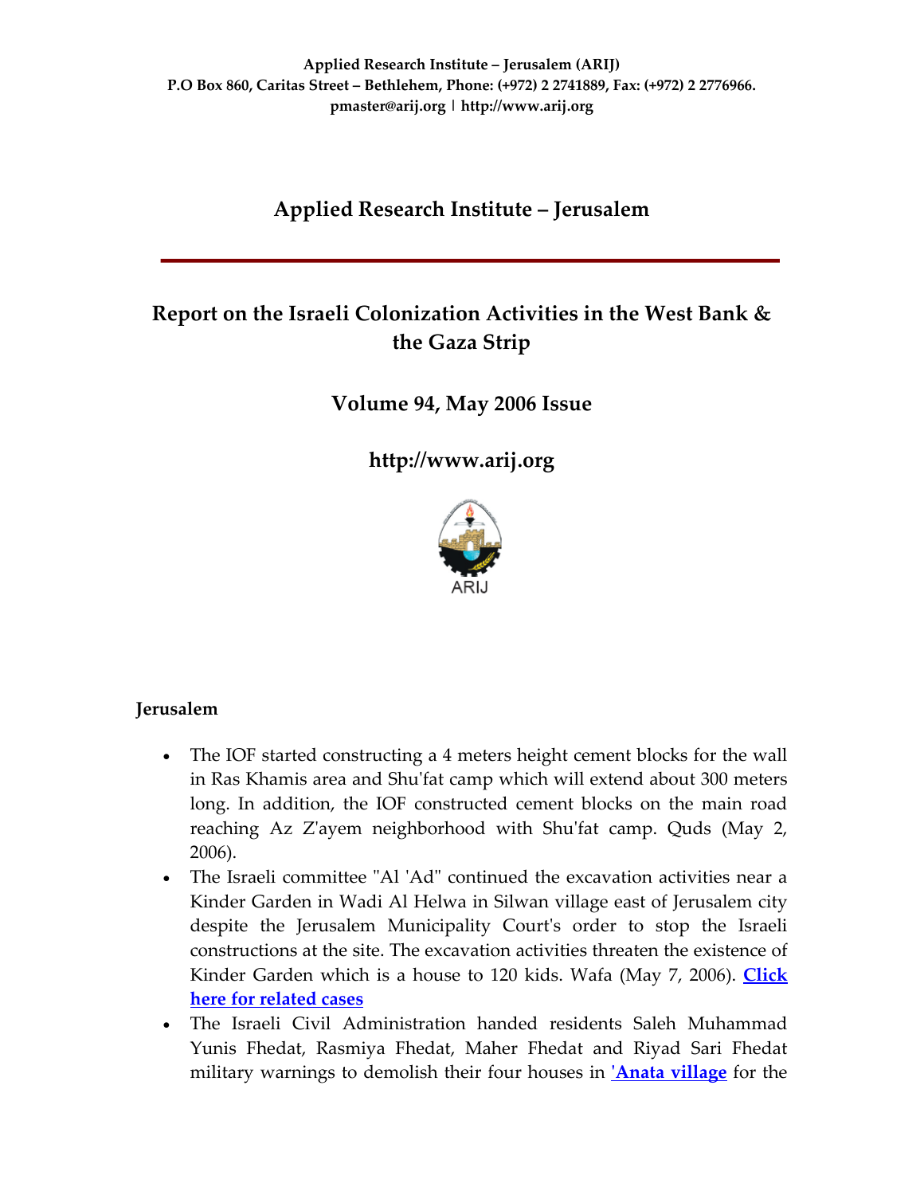**Applied Research Institute – Jerusalem (ARIJ)**
**P.O Box 860, Caritas Street – Bethlehem, Phone: (+972) 2 2741889, Fax: (+972) 2 2776966.**
**pmaster@arij.org | http://www.arij.org**

# Applied Research Institute – Jerusalem

## Report on the Israeli Colonization Activities in the West Bank & the Gaza Strip

## Volume 94, May 2006 Issue

## http://www.arij.org

ARIJ

### Jerusalem

- The IOF started constructing a 4 meters height cement blocks for the wall in Ras Khamis area and Shu'fat camp which will extend about 300 meters long. In addition, the IOF constructed cement blocks on the main road reaching Az Z'ayem neighborhood with Shu'fat camp. Quds (May 2, 2006).
- The Israeli committee "Al 'Ad" continued the excavation activities near a Kinder Garden in Wadi Al Helwa in Silwan village east of Jerusalem city despite the Jerusalem Municipality Court's order to stop the Israeli constructions at the site. The excavation activities threaten the existence of Kinder Garden which is a house to 120 kids. Wafa (May 7, 2006). **Click here for related cases**
- The Israeli Civil Administration handed residents Saleh Muhammad Yunis Fhedat, Rasmiya Fhedat, Maher Fhedat and Riyad Sari Fhedat military warnings to demolish their four houses in **'Anata village** for the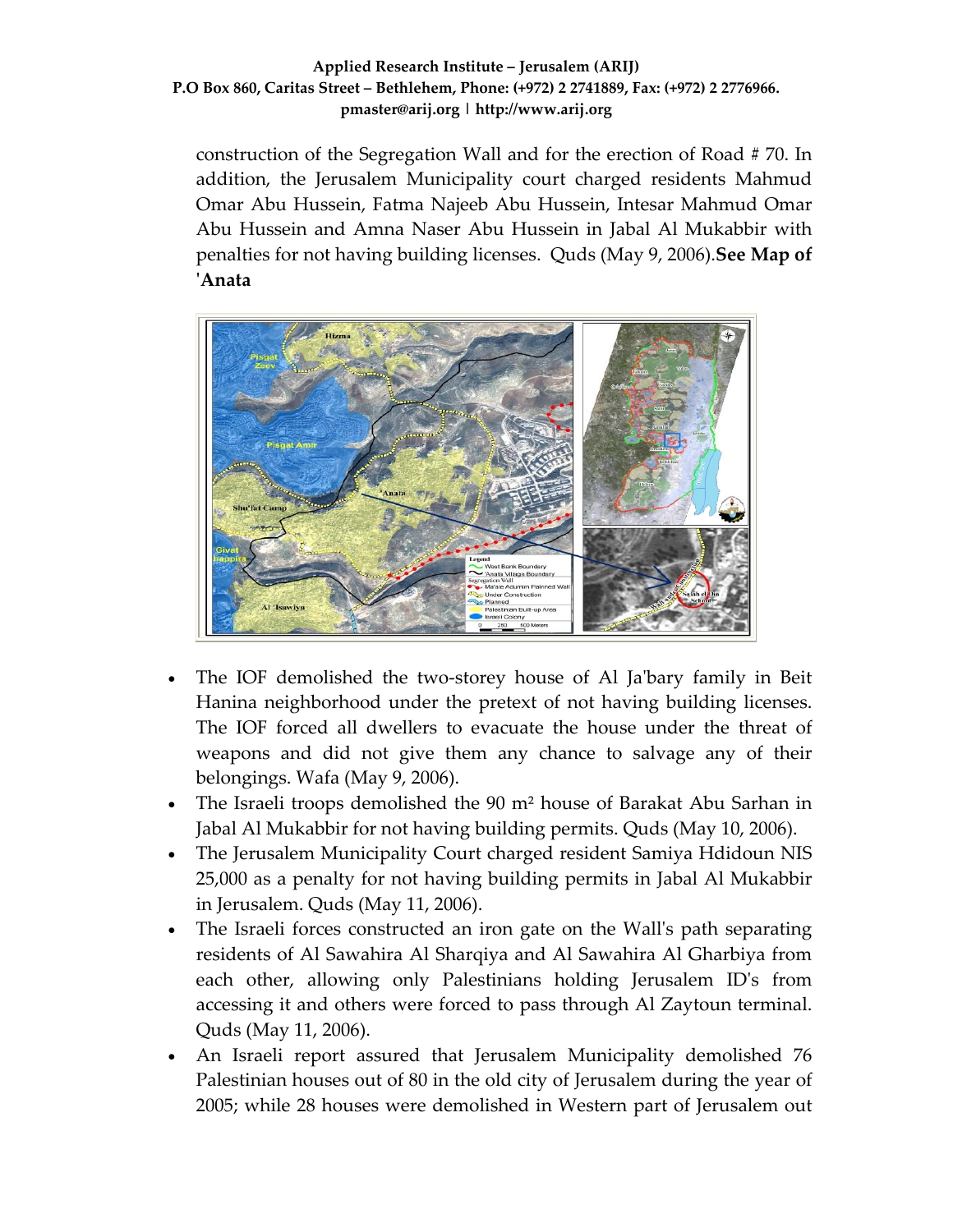construction of the Segregation Wall and for the erection of Road # 70. In addition, the Jerusalem Municipality court charged residents Mahmud Omar Abu Hussein, Fatma Najeeb Abu Hussein, Intesar Mahmud Omar Abu Hussein and Amna Naser Abu Hussein in Jabal Al Mukabbir with penalties for not having building licenses. Quds (May 9, 2006).**See Map of 'Anata**

- The IOF demolished the two-storey house of Al Ja'bary family in Beit Hanina neighborhood under the pretext of not having building licenses. The IOF forced all dwellers to evacuate the house under the threat of weapons and did not give them any chance to salvage any of their belongings. Wafa (May 9, 2006).
- The Israeli troops demolished the 90 m² house of Barakat Abu Sarhan in Jabal Al Mukabbir for not having building permits. Quds (May 10, 2006).
- The Jerusalem Municipality Court charged resident Samiya Hdidoun NIS 25,000 as a penalty for not having building permits in Jabal Al Mukabbir in Jerusalem. Quds (May 11, 2006).
- The Israeli forces constructed an iron gate on the Wall's path separating residents of Al Sawahira Al Sharqiya and Al Sawahira Al Gharbiya from each other, allowing only Palestinians holding Jerusalem ID's from accessing it and others were forced to pass through Al Zaytoun terminal. Quds (May 11, 2006).
- An Israeli report assured that Jerusalem Municipality demolished 76 Palestinian houses out of 80 in the old city of Jerusalem during the year of 2005; while 28 houses were demolished in Western part of Jerusalem out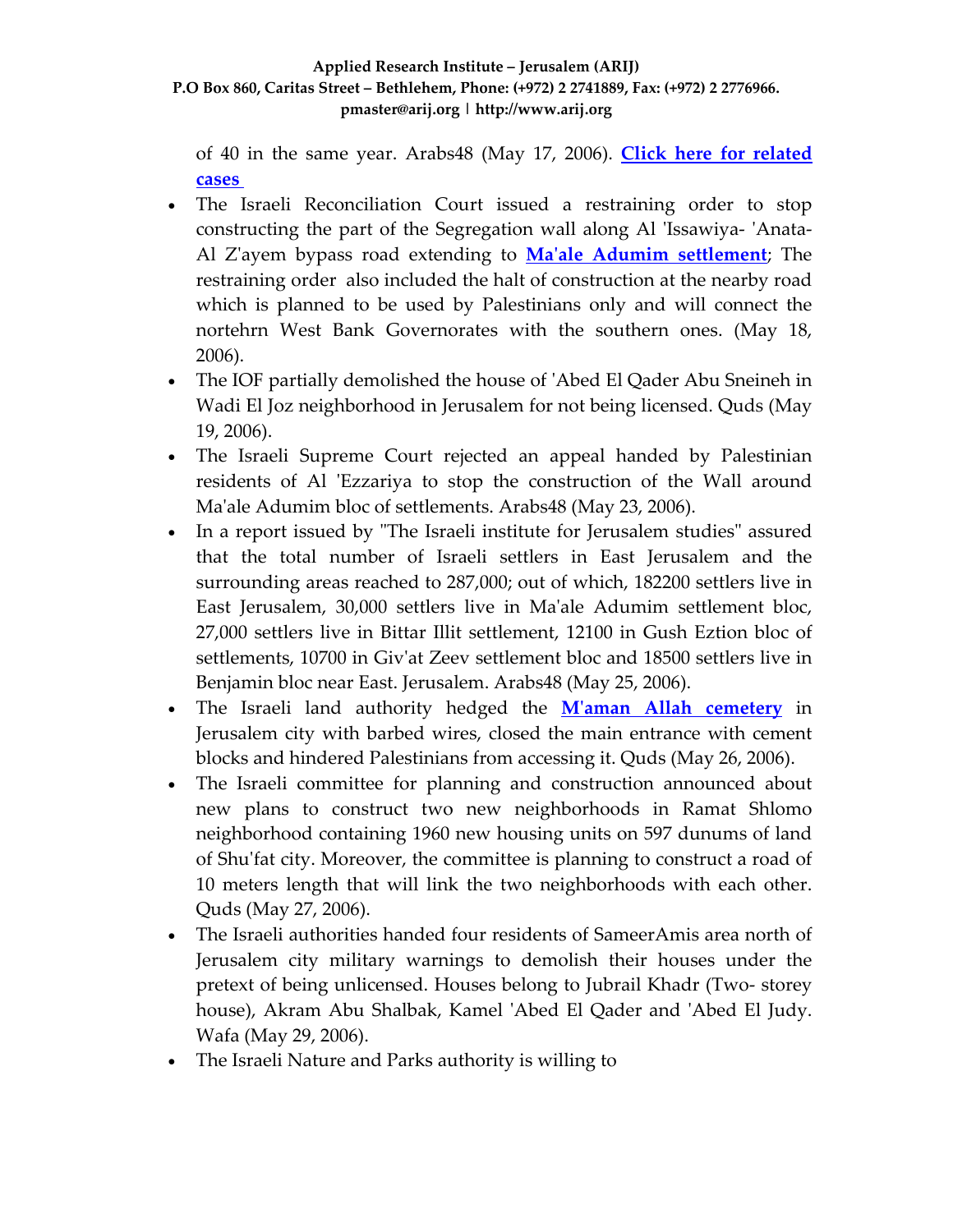of 40 in the same year. Arabs48 (May 17, 2006). **Click here for related cases**

- The Israeli Reconciliation Court issued a restraining order to stop constructing the part of the Segregation wall along Al 'Issawiya- 'Anata-Al Z'ayem bypass road extending to **Ma'ale Adumim settlement**; The restraining order also included the halt of construction at the nearby road which is planned to be used by Palestinians only and will connect the nortehrn West Bank Governorates with the southern ones. (May 18, 2006).
- The IOF partially demolished the house of 'Abed El Qader Abu Sneineh in Wadi El Joz neighborhood in Jerusalem for not being licensed. Quds (May 19, 2006).
- The Israeli Supreme Court rejected an appeal handed by Palestinian residents of Al 'Ezzariya to stop the construction of the Wall around Ma'ale Adumim bloc of settlements. Arabs48 (May 23, 2006).
- In a report issued by "The Israeli institute for Jerusalem studies" assured that the total number of Israeli settlers in East Jerusalem and the surrounding areas reached to 287,000; out of which, 182200 settlers live in East Jerusalem, 30,000 settlers live in Ma'ale Adumim settlement bloc, 27,000 settlers live in Bittar Illit settlement, 12100 in Gush Eztion bloc of settlements, 10700 in Giv'at Zeev settlement bloc and 18500 settlers live in Benjamin bloc near East. Jerusalem. Arabs48 (May 25, 2006).
- The Israeli land authority hedged the **M'aman Allah cemetery** in Jerusalem city with barbed wires, closed the main entrance with cement blocks and hindered Palestinians from accessing it. Quds (May 26, 2006).
- The Israeli committee for planning and construction announced about new plans to construct two new neighborhoods in Ramat Shlomo neighborhood containing 1960 new housing units on 597 dunums of land of Shu'fat city. Moreover, the committee is planning to construct a road of 10 meters length that will link the two neighborhoods with each other. Quds (May 27, 2006).
- The Israeli authorities handed four residents of SameerAmis area north of Jerusalem city military warnings to demolish their houses under the pretext of being unlicensed. Houses belong to Jubrail Khadr (Two- storey house), Akram Abu Shalbak, Kamel 'Abed El Qader and 'Abed El Judy. Wafa (May 29, 2006).
- The Israeli Nature and Parks authority is willing to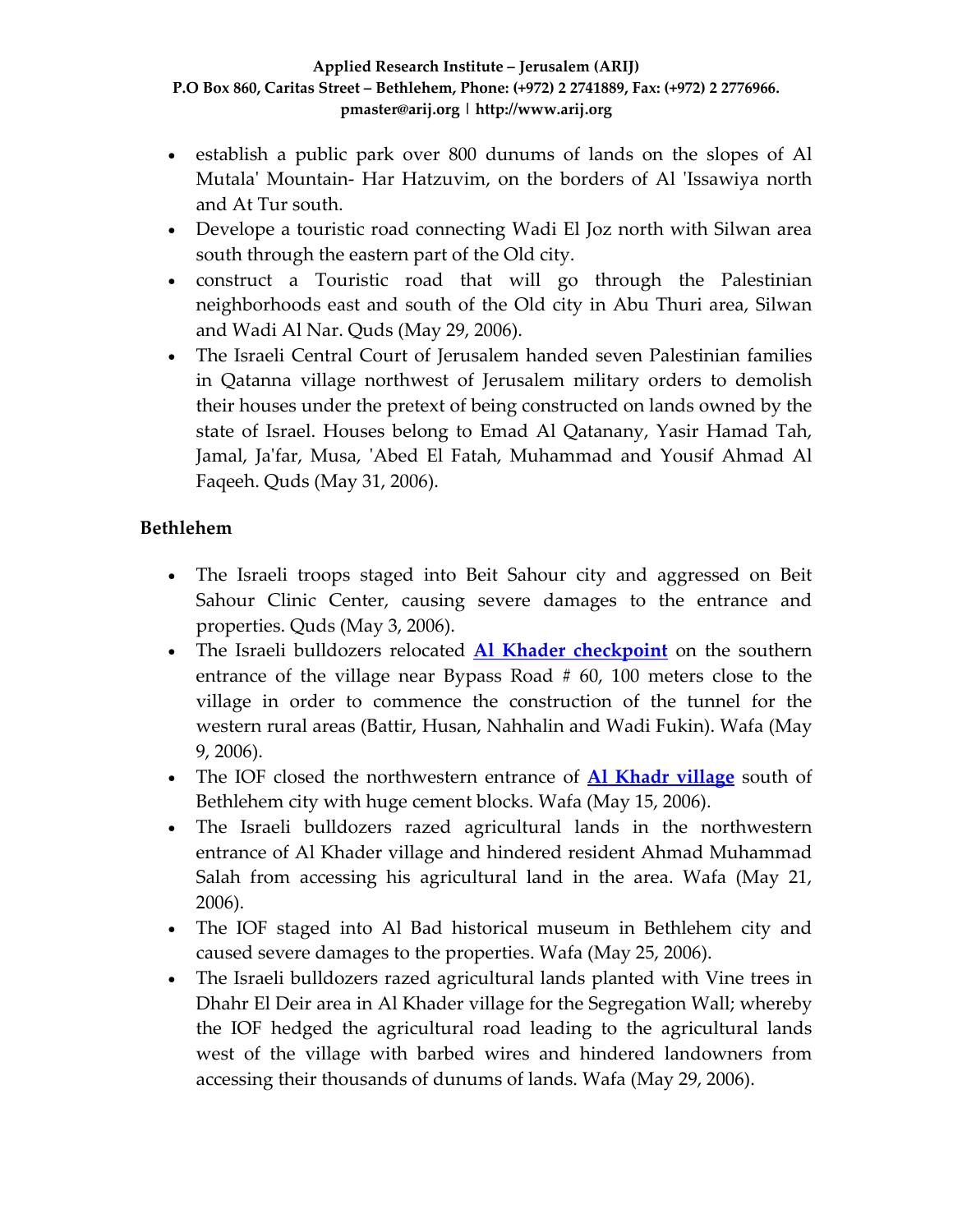- establish a public park over 800 dunums of lands on the slopes of Al Mutala' Mountain- Har Hatzuvim, on the borders of Al 'Issawiya north and At Tur south.
- Develope a touristic road connecting Wadi El Joz north with Silwan area south through the eastern part of the Old city.
- construct a Touristic road that will go through the Palestinian neighborhoods east and south of the Old city in Abu Thuri area, Silwan and Wadi Al Nar. Quds (May 29, 2006).
- The Israeli Central Court of Jerusalem handed seven Palestinian families in Qatanna village northwest of Jerusalem military orders to demolish their houses under the pretext of being constructed on lands owned by the state of Israel. Houses belong to Emad Al Qatanany, Yasir Hamad Tah, Jamal, Ja'far, Musa, 'Abed El Fatah, Muhammad and Yousif Ahmad Al Faqeeh. Quds (May 31, 2006).

**Bethlehem**

- The Israeli troops staged into Beit Sahour city and aggressed on Beit Sahour Clinic Center, causing severe damages to the entrance and properties. Quds (May 3, 2006).
- The Israeli bulldozers relocated **Al Khader checkpoint** on the southern entrance of the village near Bypass Road # 60, 100 meters close to the village in order to commence the construction of the tunnel for the western rural areas (Battir, Husan, Nahhalin and Wadi Fukin). Wafa (May 9, 2006).
- The IOF closed the northwestern entrance of **Al Khadr village** south of Bethlehem city with huge cement blocks. Wafa (May 15, 2006).
- The Israeli bulldozers razed agricultural lands in the northwestern entrance of Al Khader village and hindered resident Ahmad Muhammad Salah from accessing his agricultural land in the area. Wafa (May 21, 2006).
- The IOF staged into Al Bad historical museum in Bethlehem city and caused severe damages to the properties. Wafa (May 25, 2006).
- The Israeli bulldozers razed agricultural lands planted with Vine trees in Dhahr El Deir area in Al Khader village for the Segregation Wall; whereby the IOF hedged the agricultural road leading to the agricultural lands west of the village with barbed wires and hindered landowners from accessing their thousands of dunums of lands. Wafa (May 29, 2006).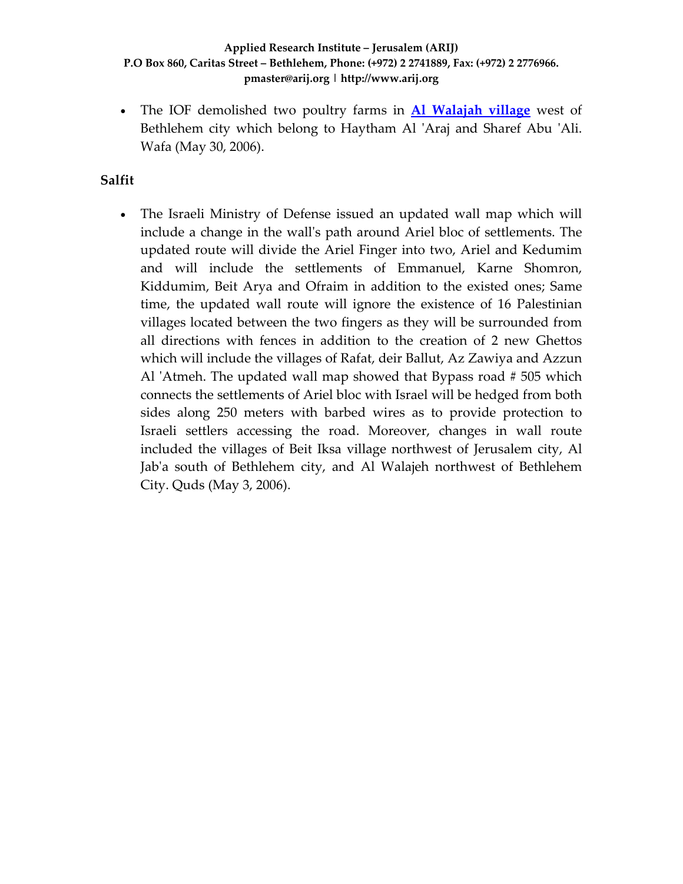- The IOF demolished two poultry farms in **Al Walajah village** west of Bethlehem city which belong to Haytham Al 'Araj and Sharef Abu 'Ali. Wafa (May 30, 2006).

**Salfit**

- The Israeli Ministry of Defense issued an updated wall map which will include a change in the wall's path around Ariel bloc of settlements. The updated route will divide the Ariel Finger into two, Ariel and Kedumim and will include the settlements of Emmanuel, Karne Shomron, Kiddumim, Beit Arya and Ofraim in addition to the existed ones; Same time, the updated wall route will ignore the existence of 16 Palestinian villages located between the two fingers as they will be surrounded from all directions with fences in addition to the creation of 2 new Ghettos which will include the villages of Rafat, deir Ballut, Az Zawiya and Azzun Al 'Atmeh. The updated wall map showed that Bypass road # 505 which connects the settlements of Ariel bloc with Israel will be hedged from both sides along 250 meters with barbed wires as to provide protection to Israeli settlers accessing the road. Moreover, changes in wall route included the villages of Beit Iksa village northwest of Jerusalem city, Al Jab'a south of Bethlehem city, and Al Walajeh northwest of Bethlehem City. Quds (May 3, 2006).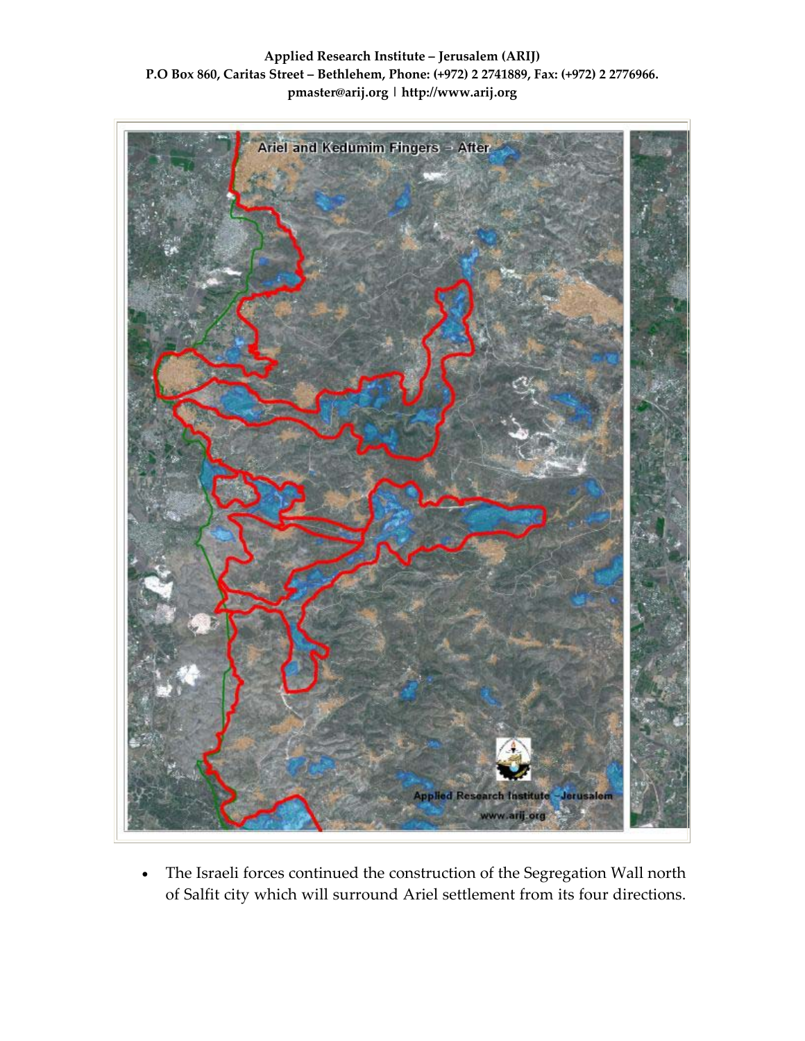- The Israeli forces continued the construction of the Segregation Wall north of Salfit city which will surround Ariel settlement from its four directions.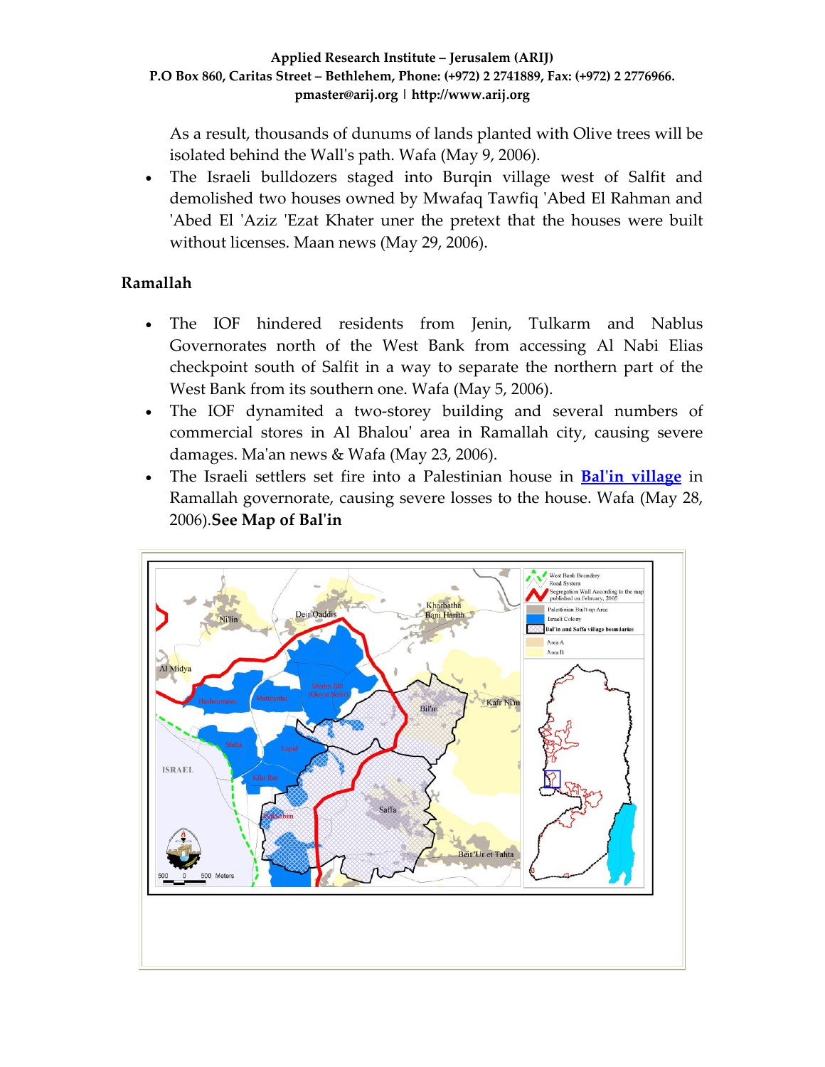As a result, thousands of dunums of lands planted with Olive trees will be isolated behind the Wall's path. Wafa (May 9, 2006).

- The Israeli bulldozers staged into Burqin village west of Salfit and demolished two houses owned by Mwafaq Tawfiq 'Abed El Rahman and 'Abed El 'Aziz 'Ezat Khater uner the pretext that the houses were built without licenses. Maan news (May 29, 2006).

## Ramallah

- The IOF hindered residents from Jenin, Tulkarm and Nablus Governorates north of the West Bank from accessing Al Nabi Elias checkpoint south of Salfit in a way to separate the northern part of the West Bank from its southern one. Wafa (May 5, 2006).
- The IOF dynamited a two-storey building and several numbers of commercial stores in Al Bhalou' area in Ramallah city, causing severe damages. Ma'an news & Wafa (May 23, 2006).
- The Israeli settlers set fire into a Palestinian house in **Bal'in village** in Ramallah governorate, causing severe losses to the house. Wafa (May 28, 2006).**See Map of Bal'in**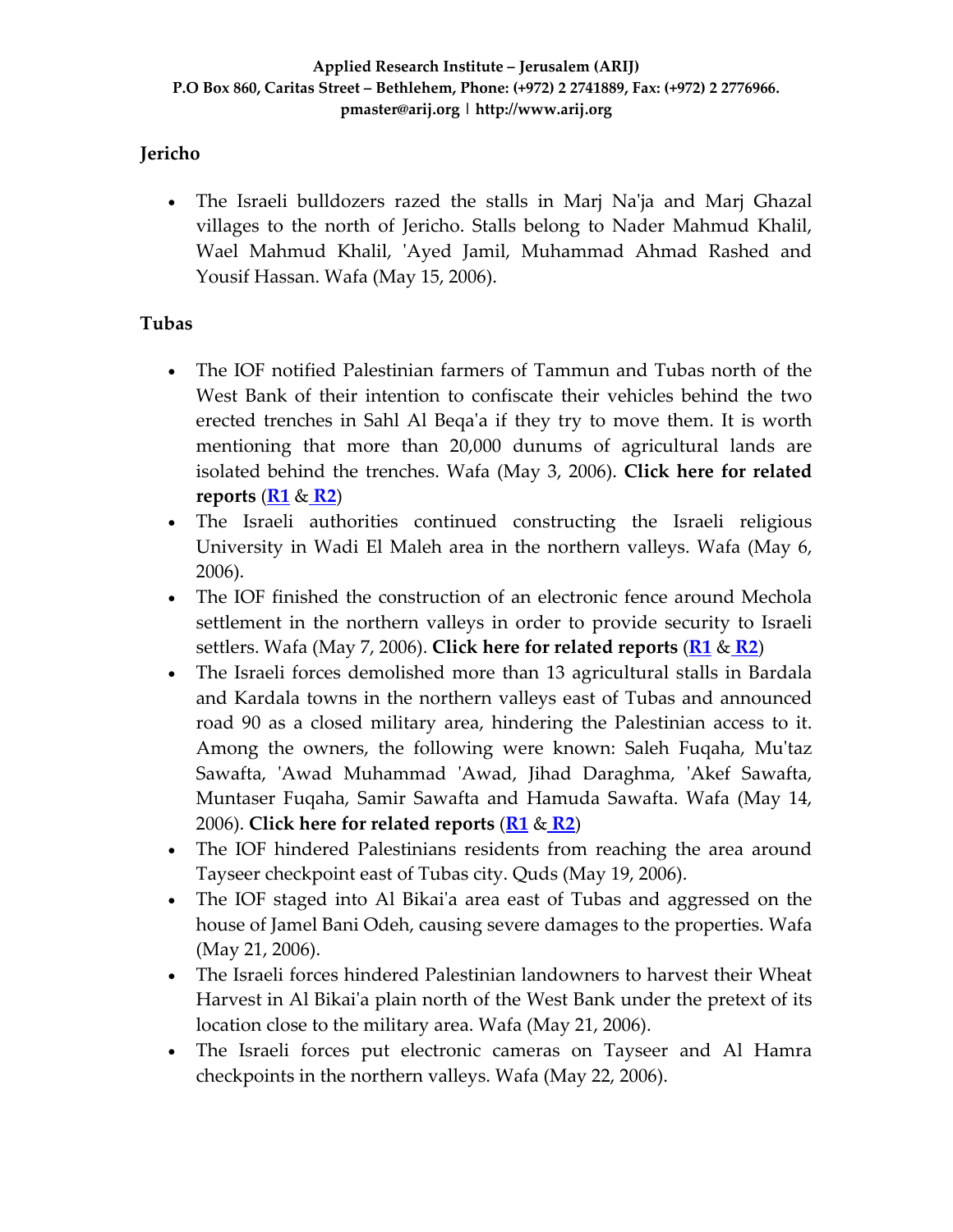## Jericho

- The Israeli bulldozers razed the stalls in Marj Na'ja and Marj Ghazal villages to the north of Jericho. Stalls belong to Nader Mahmud Khalil, Wael Mahmud Khalil, 'Ayed Jamil, Muhammad Ahmad Rashed and Yousif Hassan. Wafa (May 15, 2006).

## Tubas

- The IOF notified Palestinian farmers of Tammun and Tubas north of the West Bank of their intention to confiscate their vehicles behind the two erected trenches in Sahl Al Beqa'a if they try to move them. It is worth mentioning that more than 20,000 dunums of agricultural lands are isolated behind the trenches. Wafa (May 3, 2006). **Click here for related reports** (**R1** & **R2**)
- The Israeli authorities continued constructing the Israeli religious University in Wadi El Maleh area in the northern valleys. Wafa (May 6, 2006).
- The IOF finished the construction of an electronic fence around Mechola settlement in the northern valleys in order to provide security to Israeli settlers. Wafa (May 7, 2006). **Click here for related reports** (**R1** & **R2**)
- The Israeli forces demolished more than 13 agricultural stalls in Bardala and Kardala towns in the northern valleys east of Tubas and announced road 90 as a closed military area, hindering the Palestinian access to it. Among the owners, the following were known: Saleh Fuqaha, Mu'taz Sawafta, 'Awad Muhammad 'Awad, Jihad Daraghma, 'Akef Sawafta, Muntaser Fuqaha, Samir Sawafta and Hamuda Sawafta. Wafa (May 14, 2006). **Click here for related reports** (**R1** & **R2**)
- The IOF hindered Palestinians residents from reaching the area around Tayseer checkpoint east of Tubas city. Quds (May 19, 2006).
- The IOF staged into Al Bikai'a area east of Tubas and aggressed on the house of Jamel Bani Odeh, causing severe damages to the properties. Wafa (May 21, 2006).
- The Israeli forces hindered Palestinian landowners to harvest their Wheat Harvest in Al Bikai'a plain north of the West Bank under the pretext of its location close to the military area. Wafa (May 21, 2006).
- The Israeli forces put electronic cameras on Tayseer and Al Hamra checkpoints in the northern valleys. Wafa (May 22, 2006).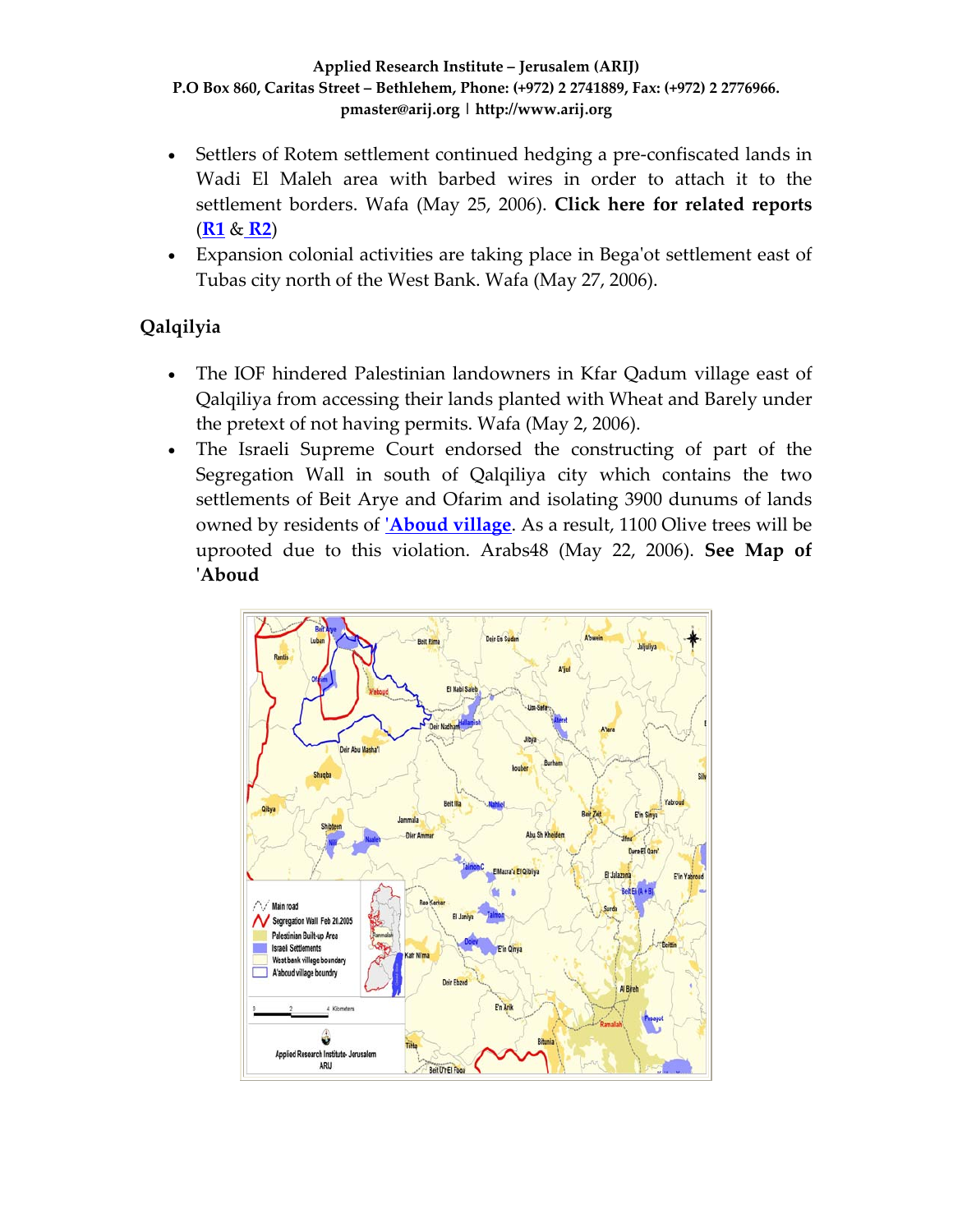- Settlers of Rotem settlement continued hedging a pre-confiscated lands in Wadi El Maleh area with barbed wires in order to attach it to the settlement borders. Wafa (May 25, 2006). **Click here for related reports** (**R1** & **R2**)
- Expansion colonial activities are taking place in Bega'ot settlement east of Tubas city north of the West Bank. Wafa (May 27, 2006).

## Qalqilyia

- The IOF hindered Palestinian landowners in Kfar Qadum village east of Qalqiliya from accessing their lands planted with Wheat and Barely under the pretext of not having permits. Wafa (May 2, 2006).
- The Israeli Supreme Court endorsed the constructing of part of the Segregation Wall in south of Qalqiliya city which contains the two settlements of Beit Arye and Ofarim and isolating 3900 dunums of lands owned by residents of **'Aboud village**. As a result, 1100 Olive trees will be uprooted due to this violation. Arabs48 (May 22, 2006). **See Map of 'Aboud**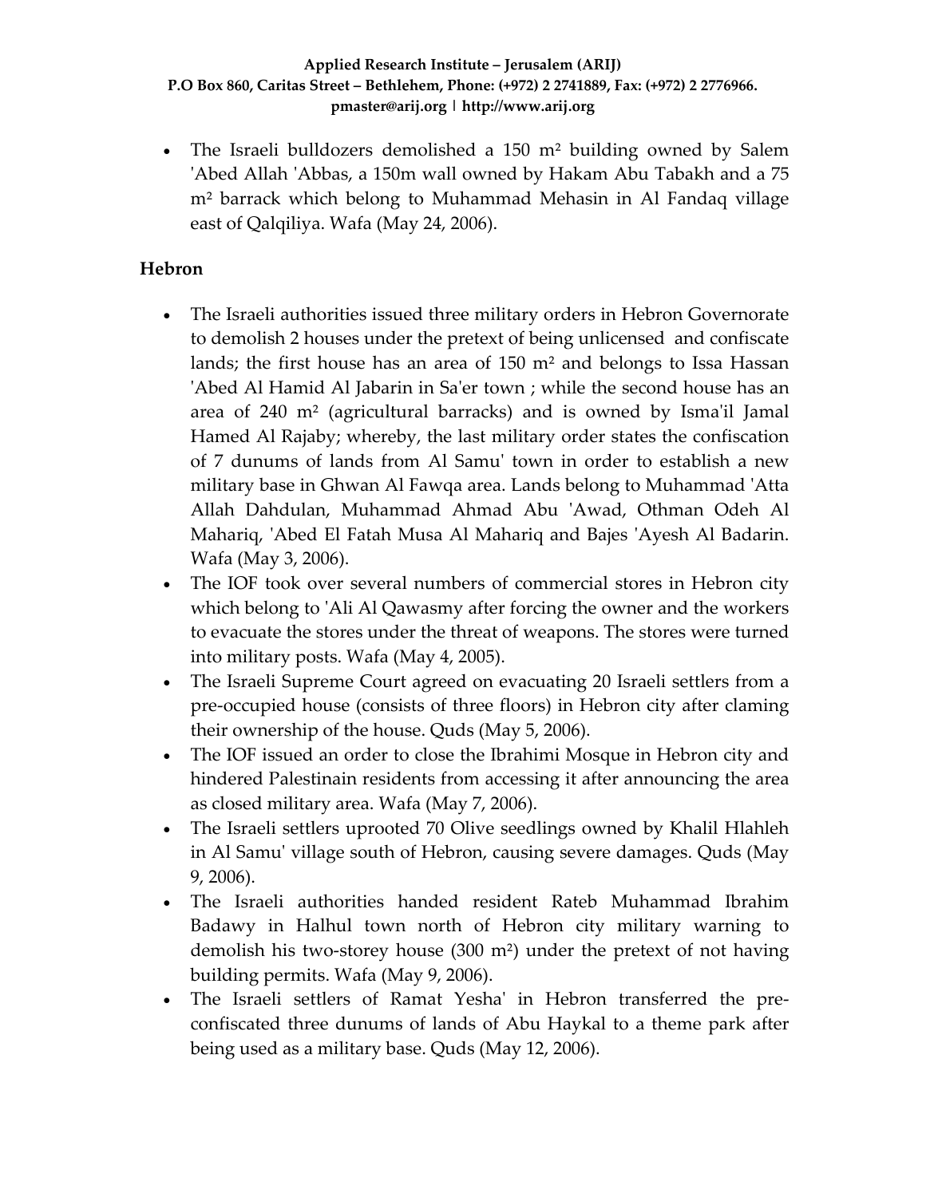- The Israeli bulldozers demolished a 150 m² building owned by Salem 'Abed Allah 'Abbas, a 150m wall owned by Hakam Abu Tabakh and a 75 m² barrack which belong to Muhammad Mehasin in Al Fandaq village east of Qalqiliya. Wafa (May 24, 2006).

## Hebron

- The Israeli authorities issued three military orders in Hebron Governorate to demolish 2 houses under the pretext of being unlicensed and confiscate lands; the first house has an area of 150 m² and belongs to Issa Hassan 'Abed Al Hamid Al Jabarin in Sa'er town ; while the second house has an area of 240 m² (agricultural barracks) and is owned by Isma'il Jamal Hamed Al Rajaby; whereby, the last military order states the confiscation of 7 dunums of lands from Al Samu' town in order to establish a new military base in Ghwan Al Fawqa area. Lands belong to Muhammad 'Atta Allah Dahdulan, Muhammad Ahmad Abu 'Awad, Othman Odeh Al Mahariq, 'Abed El Fatah Musa Al Mahariq and Bajes 'Ayesh Al Badarin. Wafa (May 3, 2006).
- The IOF took over several numbers of commercial stores in Hebron city which belong to 'Ali Al Qawasmy after forcing the owner and the workers to evacuate the stores under the threat of weapons. The stores were turned into military posts. Wafa (May 4, 2005).
- The Israeli Supreme Court agreed on evacuating 20 Israeli settlers from a pre-occupied house (consists of three floors) in Hebron city after claming their ownership of the house. Quds (May 5, 2006).
- The IOF issued an order to close the Ibrahimi Mosque in Hebron city and hindered Palestinain residents from accessing it after announcing the area as closed military area. Wafa (May 7, 2006).
- The Israeli settlers uprooted 70 Olive seedlings owned by Khalil Hlahleh in Al Samu' village south of Hebron, causing severe damages. Quds (May 9, 2006).
- The Israeli authorities handed resident Rateb Muhammad Ibrahim Badawy in Halhul town north of Hebron city military warning to demolish his two-storey house (300 m²) under the pretext of not having building permits. Wafa (May 9, 2006).
- The Israeli settlers of Ramat Yesha' in Hebron transferred the pre-confiscated three dunums of lands of Abu Haykal to a theme park after being used as a military base. Quds (May 12, 2006).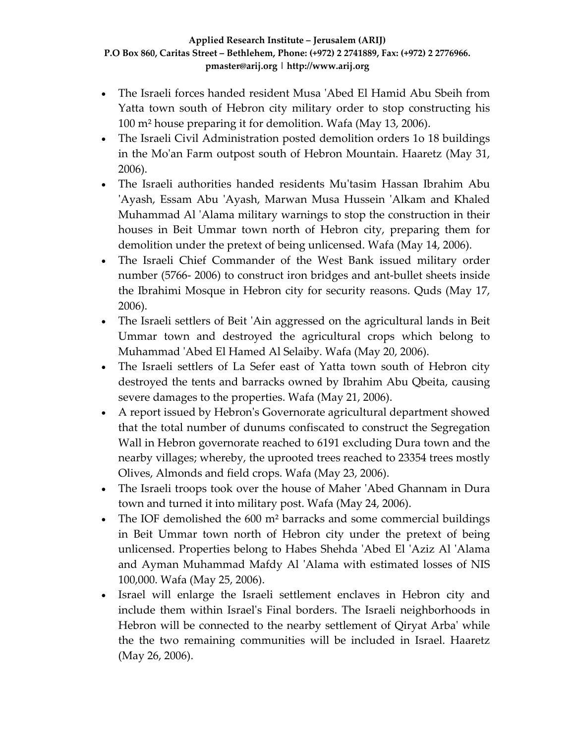- The Israeli forces handed resident Musa 'Abed El Hamid Abu Sbeih from Yatta town south of Hebron city military order to stop constructing his 100 m² house preparing it for demolition. Wafa (May 13, 2006).
- The Israeli Civil Administration posted demolition orders 1o 18 buildings in the Mo'an Farm outpost south of Hebron Mountain. Haaretz (May 31, 2006).
- The Israeli authorities handed residents Mu'tasim Hassan Ibrahim Abu 'Ayash, Essam Abu 'Ayash, Marwan Musa Hussein 'Alkam and Khaled Muhammad Al 'Alama military warnings to stop the construction in their houses in Beit Ummar town north of Hebron city, preparing them for demolition under the pretext of being unlicensed. Wafa (May 14, 2006).
- The Israeli Chief Commander of the West Bank issued military order number (5766- 2006) to construct iron bridges and ant-bullet sheets inside the Ibrahimi Mosque in Hebron city for security reasons. Quds (May 17, 2006).
- The Israeli settlers of Beit 'Ain aggressed on the agricultural lands in Beit Ummar town and destroyed the agricultural crops which belong to Muhammad 'Abed El Hamed Al Selaiby. Wafa (May 20, 2006).
- The Israeli settlers of La Sefer east of Yatta town south of Hebron city destroyed the tents and barracks owned by Ibrahim Abu Qbeita, causing severe damages to the properties. Wafa (May 21, 2006).
- A report issued by Hebron's Governorate agricultural department showed that the total number of dunums confiscated to construct the Segregation Wall in Hebron governorate reached to 6191 excluding Dura town and the nearby villages; whereby, the uprooted trees reached to 23354 trees mostly Olives, Almonds and field crops. Wafa (May 23, 2006).
- The Israeli troops took over the house of Maher 'Abed Ghannam in Dura town and turned it into military post. Wafa (May 24, 2006).
- The IOF demolished the 600 m² barracks and some commercial buildings in Beit Ummar town north of Hebron city under the pretext of being unlicensed. Properties belong to Habes Shehda 'Abed El 'Aziz Al 'Alama and Ayman Muhammad Mafdy Al 'Alama with estimated losses of NIS 100,000. Wafa (May 25, 2006).
- Israel will enlarge the Israeli settlement enclaves in Hebron city and include them within Israel's Final borders. The Israeli neighborhoods in Hebron will be connected to the nearby settlement of Qiryat Arba' while the the two remaining communities will be included in Israel. Haaretz (May 26, 2006).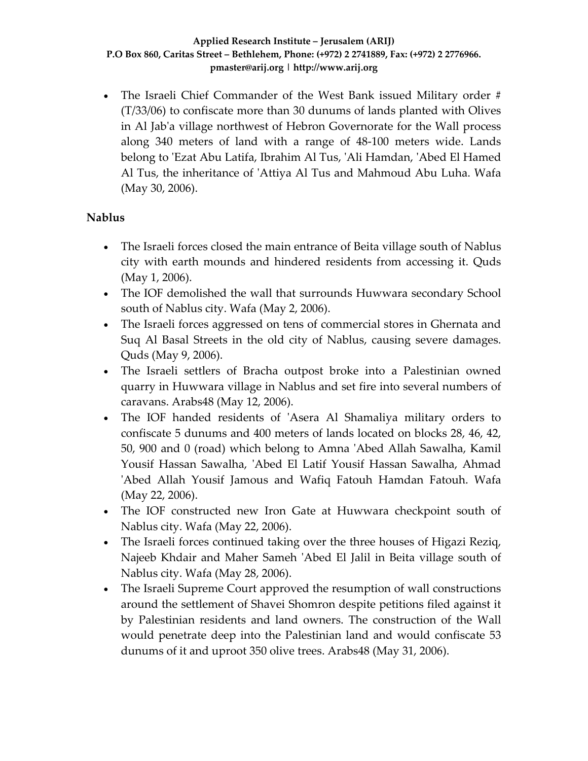- The Israeli Chief Commander of the West Bank issued Military order # (T/33/06) to confiscate more than 30 dunums of lands planted with Olives in Al Jab'a village northwest of Hebron Governorate for the Wall process along 340 meters of land with a range of 48-100 meters wide. Lands belong to 'Ezat Abu Latifa, Ibrahim Al Tus, 'Ali Hamdan, 'Abed El Hamed Al Tus, the inheritance of 'Attiya Al Tus and Mahmoud Abu Luha. Wafa (May 30, 2006).

**Nablus**

- The Israeli forces closed the main entrance of Beita village south of Nablus city with earth mounds and hindered residents from accessing it. Quds (May 1, 2006).
- The IOF demolished the wall that surrounds Huwwara secondary School south of Nablus city. Wafa (May 2, 2006).
- The Israeli forces aggressed on tens of commercial stores in Ghernata and Suq Al Basal Streets in the old city of Nablus, causing severe damages. Quds (May 9, 2006).
- The Israeli settlers of Bracha outpost broke into a Palestinian owned quarry in Huwwara village in Nablus and set fire into several numbers of caravans. Arabs48 (May 12, 2006).
- The IOF handed residents of 'Asera Al Shamaliya military orders to confiscate 5 dunums and 400 meters of lands located on blocks 28, 46, 42, 50, 900 and 0 (road) which belong to Amna 'Abed Allah Sawalha, Kamil Yousif Hassan Sawalha, 'Abed El Latif Yousif Hassan Sawalha, Ahmad 'Abed Allah Yousif Jamous and Wafiq Fatouh Hamdan Fatouh. Wafa (May 22, 2006).
- The IOF constructed new Iron Gate at Huwwara checkpoint south of Nablus city. Wafa (May 22, 2006).
- The Israeli forces continued taking over the three houses of Higazi Reziq, Najeeb Khdair and Maher Sameh 'Abed El Jalil in Beita village south of Nablus city. Wafa (May 28, 2006).
- The Israeli Supreme Court approved the resumption of wall constructions around the settlement of Shavei Shomron despite petitions filed against it by Palestinian residents and land owners. The construction of the Wall would penetrate deep into the Palestinian land and would confiscate 53 dunums of it and uproot 350 olive trees. Arabs48 (May 31, 2006).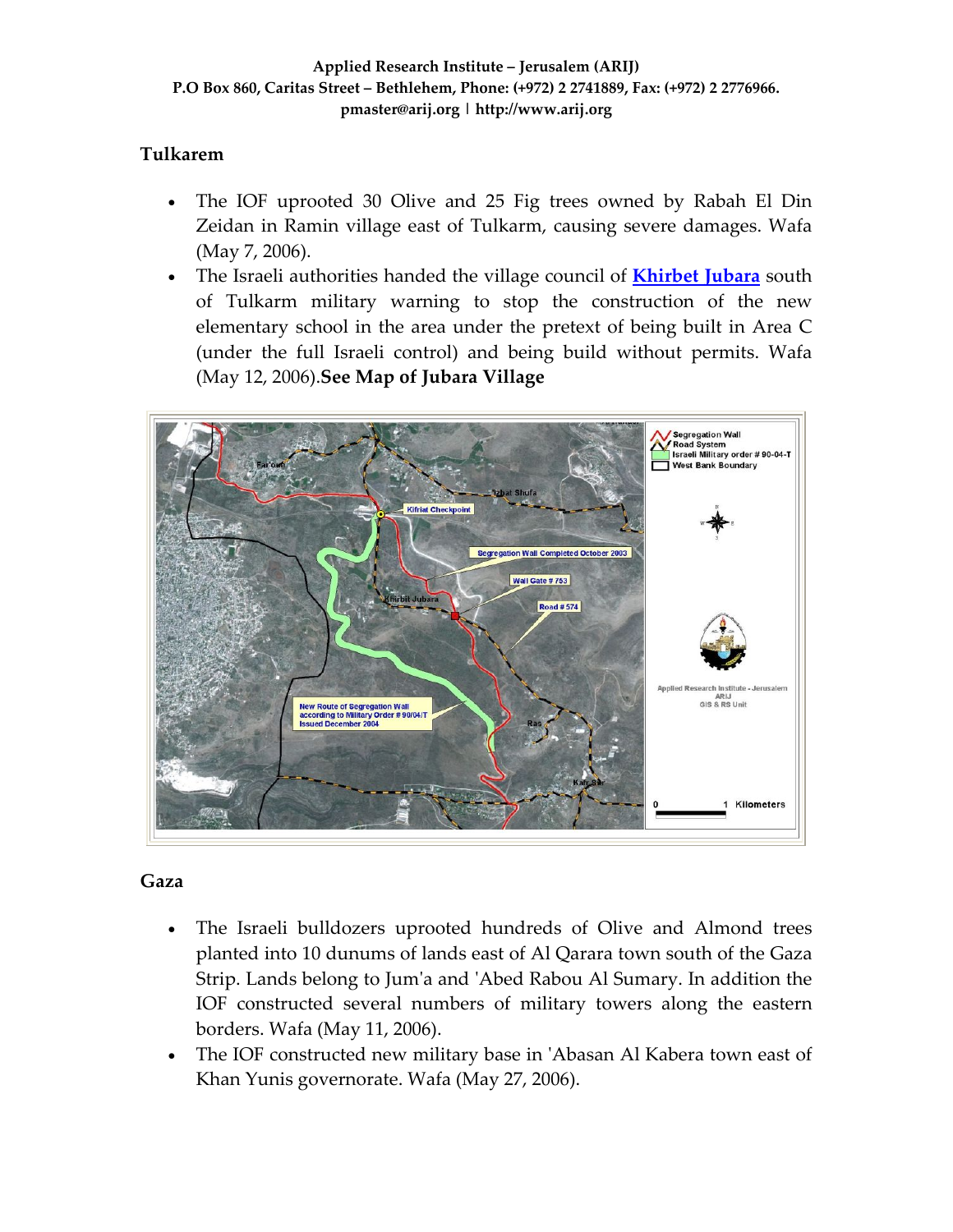## Tulkarem

- The IOF uprooted 30 Olive and 25 Fig trees owned by Rabah El Din Zeidan in Ramin village east of Tulkarm, causing severe damages. Wafa (May 7, 2006).
- The Israeli authorities handed the village council of **Khirbet Jubara** south of Tulkarm military warning to stop the construction of the new elementary school in the area under the pretext of being built in Area C (under the full Israeli control) and being build without permits. Wafa (May 12, 2006).**See Map of Jubara Village**

## Gaza

- The Israeli bulldozers uprooted hundreds of Olive and Almond trees planted into 10 dunums of lands east of Al Qarara town south of the Gaza Strip. Lands belong to Jum'a and 'Abed Rabou Al Sumary. In addition the IOF constructed several numbers of military towers along the eastern borders. Wafa (May 11, 2006).
- The IOF constructed new military base in 'Abasan Al Kabera town east of Khan Yunis governorate. Wafa (May 27, 2006).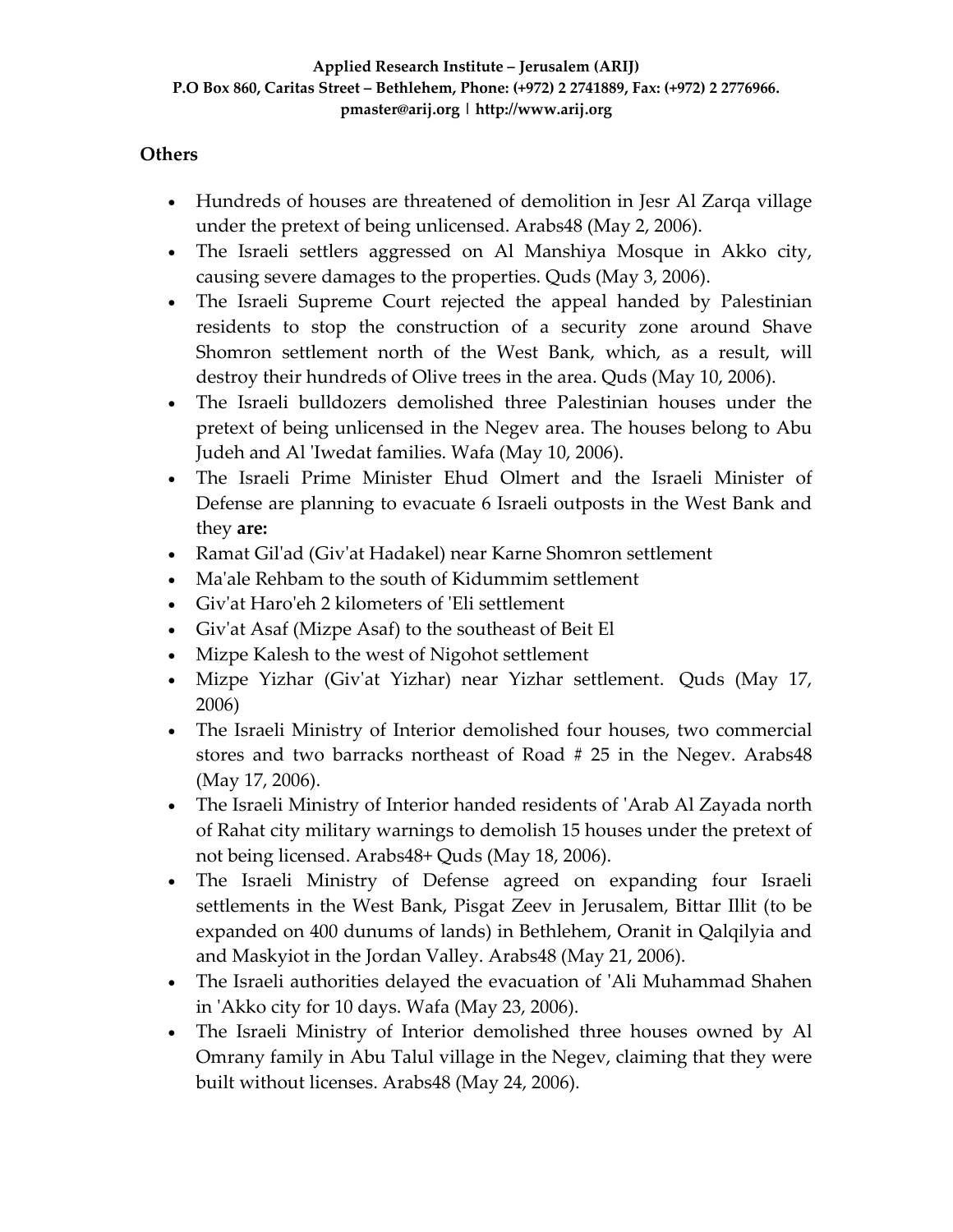## Others

- Hundreds of houses are threatened of demolition in Jesr Al Zarqa village under the pretext of being unlicensed. Arabs48 (May 2, 2006).
- The Israeli settlers aggressed on Al Manshiya Mosque in Akko city, causing severe damages to the properties. Quds (May 3, 2006).
- The Israeli Supreme Court rejected the appeal handed by Palestinian residents to stop the construction of a security zone around Shave Shomron settlement north of the West Bank, which, as a result, will destroy their hundreds of Olive trees in the area. Quds (May 10, 2006).
- The Israeli bulldozers demolished three Palestinian houses under the pretext of being unlicensed in the Negev area. The houses belong to Abu Judeh and Al 'Iwedat families. Wafa (May 10, 2006).
- The Israeli Prime Minister Ehud Olmert and the Israeli Minister of Defense are planning to evacuate 6 Israeli outposts in the West Bank and they **are:**
- Ramat Gil'ad (Giv'at Hadakel) near Karne Shomron settlement
- Ma'ale Rehbam to the south of Kidummim settlement
- Giv'at Haro'eh 2 kilometers of 'Eli settlement
- Giv'at Asaf (Mizpe Asaf) to the southeast of Beit El
- Mizpe Kalesh to the west of Nigohot settlement
- Mizpe Yizhar (Giv'at Yizhar) near Yizhar settlement. Quds (May 17, 2006)
- The Israeli Ministry of Interior demolished four houses, two commercial stores and two barracks northeast of Road # 25 in the Negev. Arabs48 (May 17, 2006).
- The Israeli Ministry of Interior handed residents of 'Arab Al Zayada north of Rahat city military warnings to demolish 15 houses under the pretext of not being licensed. Arabs48+ Quds (May 18, 2006).
- The Israeli Ministry of Defense agreed on expanding four Israeli settlements in the West Bank, Pisgat Zeev in Jerusalem, Bittar Illit (to be expanded on 400 dunums of lands) in Bethlehem, Oranit in Qalqilyia and and Maskyiot in the Jordan Valley. Arabs48 (May 21, 2006).
- The Israeli authorities delayed the evacuation of 'Ali Muhammad Shahen in 'Akko city for 10 days. Wafa (May 23, 2006).
- The Israeli Ministry of Interior demolished three houses owned by Al Omrany family in Abu Talul village in the Negev, claiming that they were built without licenses. Arabs48 (May 24, 2006).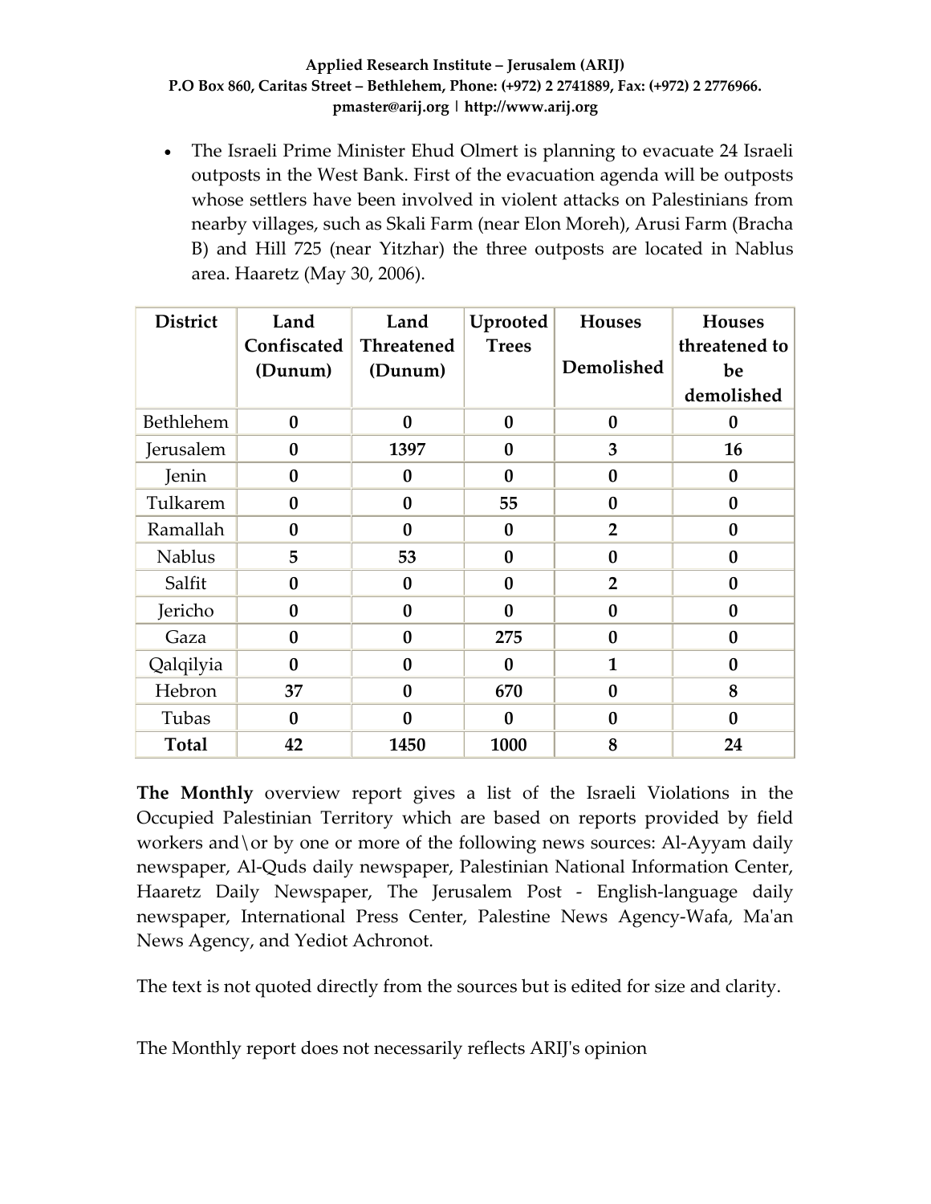- The Israeli Prime Minister Ehud Olmert is planning to evacuate 24 Israeli outposts in the West Bank. First of the evacuation agenda will be outposts whose settlers have been involved in violent attacks on Palestinians from nearby villages, such as Skali Farm (near Elon Moreh), Arusi Farm (Bracha B) and Hill 725 (near Yitzhar) the three outposts are located in Nablus area. Haaretz (May 30, 2006).

| District | Land Confiscated (Dunum) | Land Threatened (Dunum) | Uprooted Trees | Houses Demolished | Houses threatened to be demolished |
|---|---|---|---|---|---|
| Bethlehem | **0** | **0** | **0** | **0** | **0** |
| Jerusalem | **0** | **1397** | **0** | **3** | **16** |
| Jenin | **0** | **0** | **0** | **0** | **0** |
| Tulkarem | **0** | **0** | **55** | **0** | **0** |
| Ramallah | **0** | **0** | **0** | **2** | **0** |
| Nablus | **5** | **53** | **0** | **0** | **0** |
| Salfit | **0** | **0** | **0** | **2** | **0** |
| Jericho | **0** | **0** | **0** | **0** | **0** |
| Gaza | **0** | **0** | **275** | **0** | **0** |
| Qalqilyia | **0** | **0** | **0** | **1** | **0** |
| Hebron | **37** | **0** | **670** | **0** | **8** |
| Tubas | **0** | **0** | **0** | **0** | **0** |
| **Total** | **42** | **1450** | **1000** | **8** | **24** |

**The Monthly** overview report gives a list of the Israeli Violations in the Occupied Palestinian Territory which are based on reports provided by field workers and\or by one or more of the following news sources: Al-Ayyam daily newspaper, Al-Quds daily newspaper, Palestinian National Information Center, Haaretz Daily Newspaper, The Jerusalem Post - English-language daily newspaper, International Press Center, Palestine News Agency-Wafa, Ma'an News Agency, and Yediot Achronot.

The text is not quoted directly from the sources but is edited for size and clarity.

The Monthly report does not necessarily reflects ARIJ's opinion